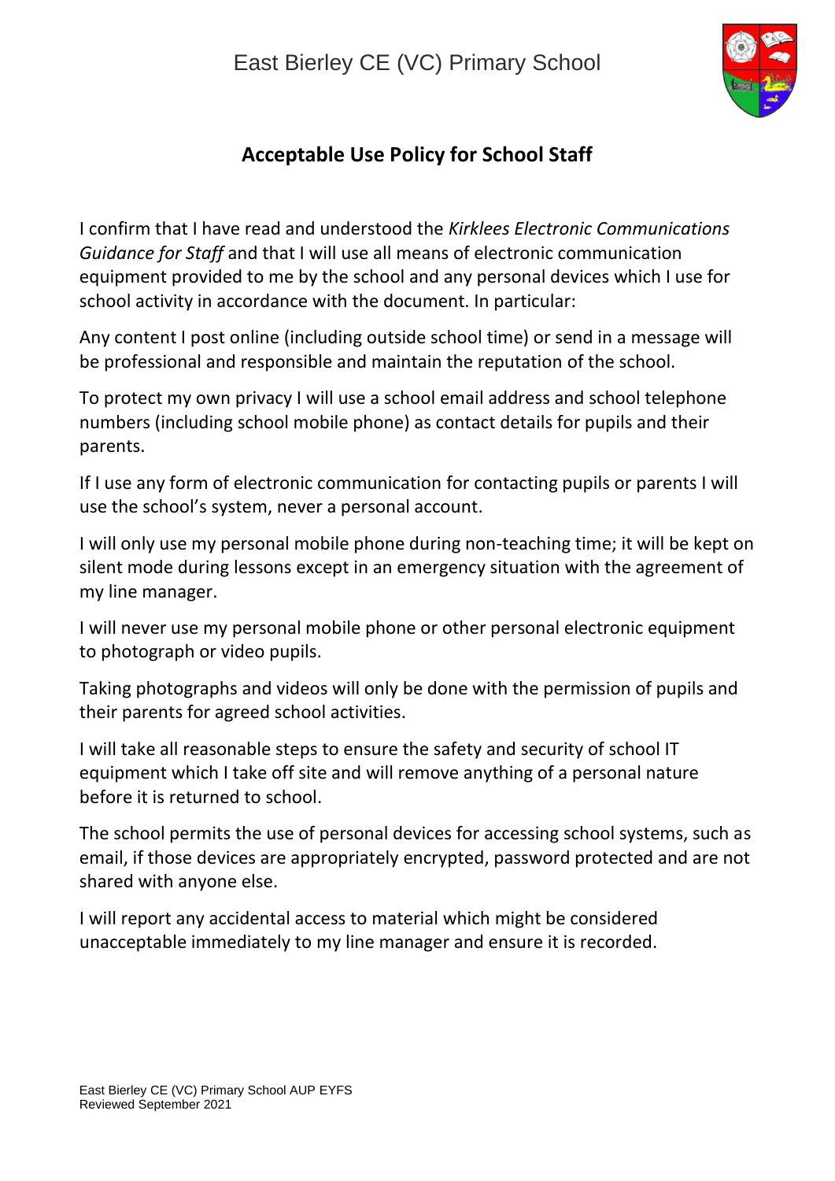East Bierley CE (VC) Primary School

# Acceptable Use Policy for School Staff

I confirm that I have read and understood the *Kirklees Electronic Communications Guidance for Staff* and that I will use all means of electronic communication equipment provided to me by the school and any personal devices which I use for school activity in accordance with the document. In particular:

Any content I post online (including outside school time) or send in a message will be professional and responsible and maintain the reputation of the school.

To protect my own privacy I will use a school email address and school telephone numbers (including school mobile phone) as contact details for pupils and their parents.

If I use any form of electronic communication for contacting pupils or parents I will use the school's system, never a personal account.

I will only use my personal mobile phone during non-teaching time; it will be kept on silent mode during lessons except in an emergency situation with the agreement of my line manager.

I will never use my personal mobile phone or other personal electronic equipment to photograph or video pupils.

Taking photographs and videos will only be done with the permission of pupils and their parents for agreed school activities.

I will take all reasonable steps to ensure the safety and security of school IT equipment which I take off site and will remove anything of a personal nature before it is returned to school.

The school permits the use of personal devices for accessing school systems, such as email, if those devices are appropriately encrypted, password protected and are not shared with anyone else.

I will report any accidental access to material which might be considered unacceptable immediately to my line manager and ensure it is recorded.

East Bierley CE (VC) Primary School AUP EYFS
Reviewed September 2021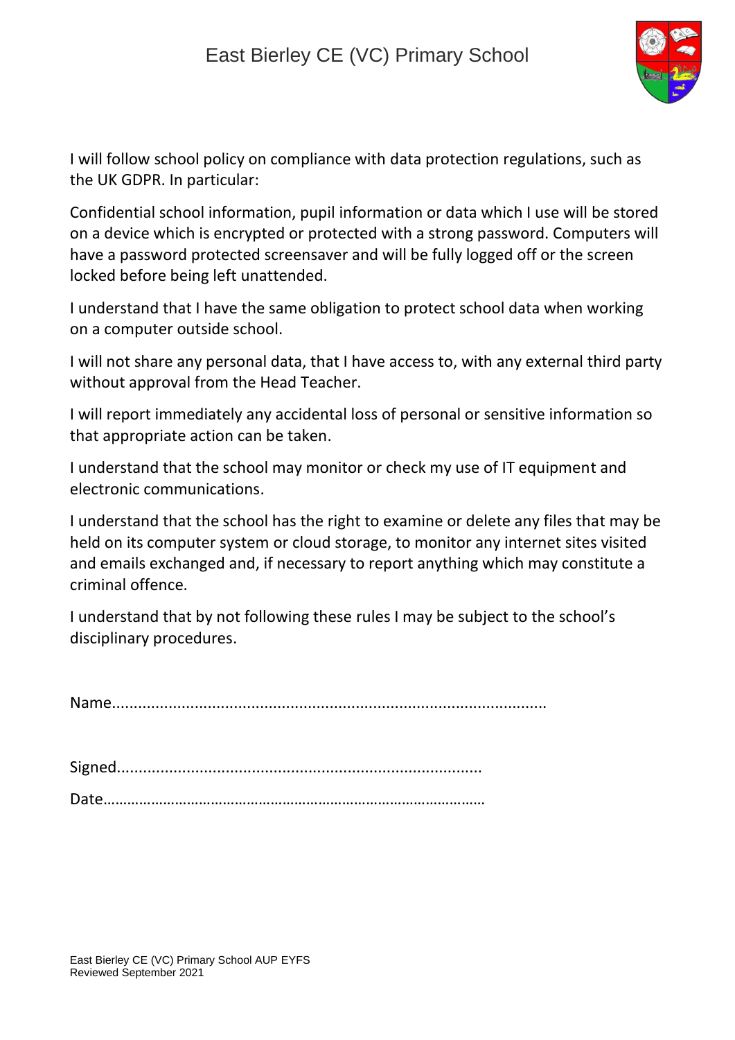I will follow school policy on compliance with data protection regulations, such as the UK GDPR. In particular:

Confidential school information, pupil information or data which I use will be stored on a device which is encrypted or protected with a strong password. Computers will have a password protected screensaver and will be fully logged off or the screen locked before being left unattended.

I understand that I have the same obligation to protect school data when working on a computer outside school.

I will not share any personal data, that I have access to, with any external third party without approval from the Head Teacher.

I will report immediately any accidental loss of personal or sensitive information so that appropriate action can be taken.

I understand that the school may monitor or check my use of IT equipment and electronic communications.

I understand that the school has the right to examine or delete any files that may be held on its computer system or cloud storage, to monitor any internet sites visited and emails exchanged and, if necessary to report anything which may constitute a criminal offence.

I understand that by not following these rules I may be subject to the school's disciplinary procedures.

Name.....................................................................................................

Signed...................................................................................

Date……………………………………………………………………………………